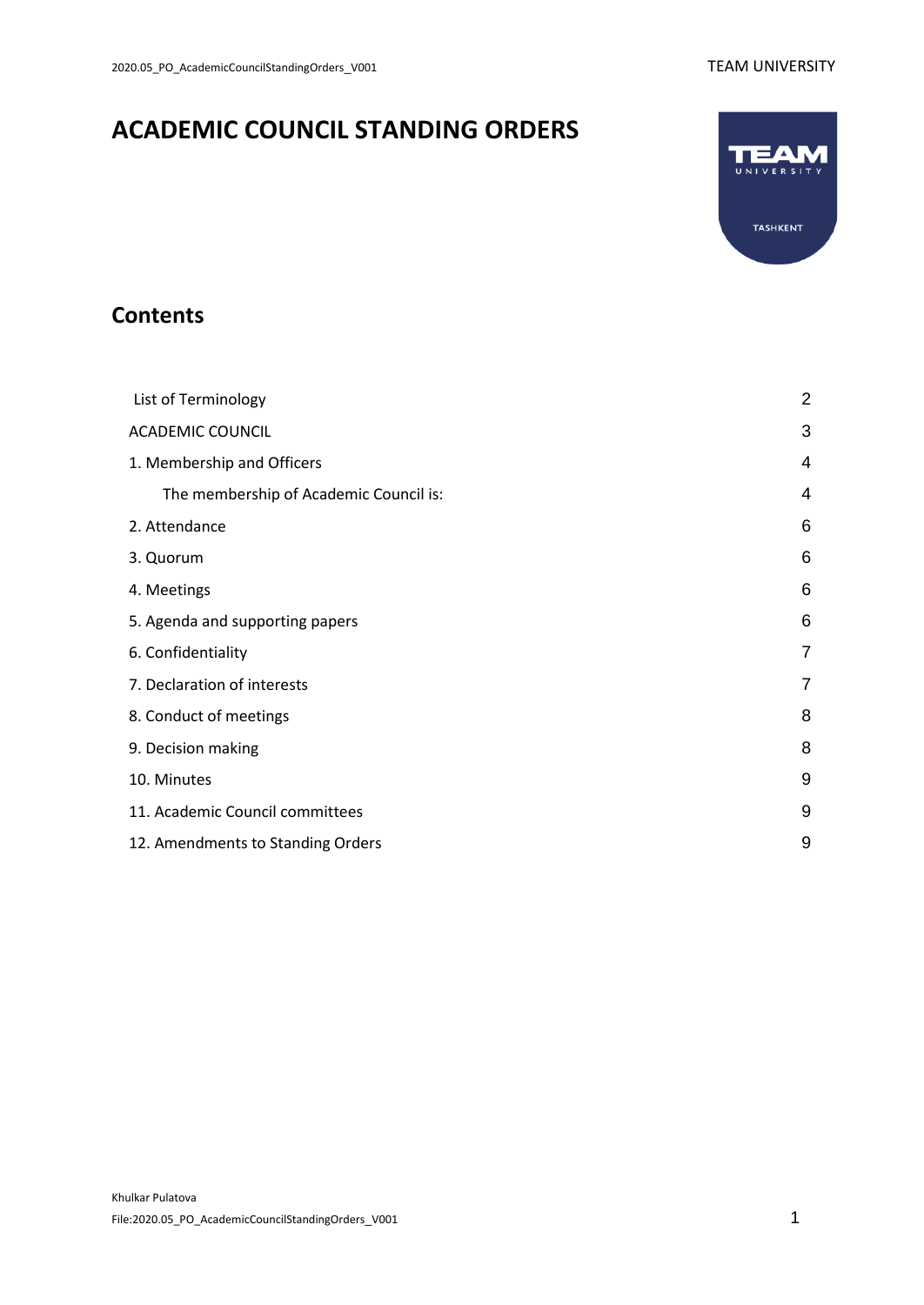# ACADEMIC COUNCIL STANDING ORDERS

## Contents

| | |
|---|---|
| List of Terminology | 2 |
| ACADEMIC COUNCIL | 3 |
| 1. Membership and Officers | 4 |
| The membership of Academic Council is: | 4 |
| 2. Attendance | 6 |
| 3. Quorum | 6 |
| 4. Meetings | 6 |
| 5. Agenda and supporting papers | 6 |
| 6. Confidentiality | 7 |
| 7. Declaration of interests | 7 |
| 8. Conduct of meetings | 8 |
| 9. Decision making | 8 |
| 10. Minutes | 9 |
| 11. Academic Council committees | 9 |
| 12. Amendments to Standing Orders | 9 |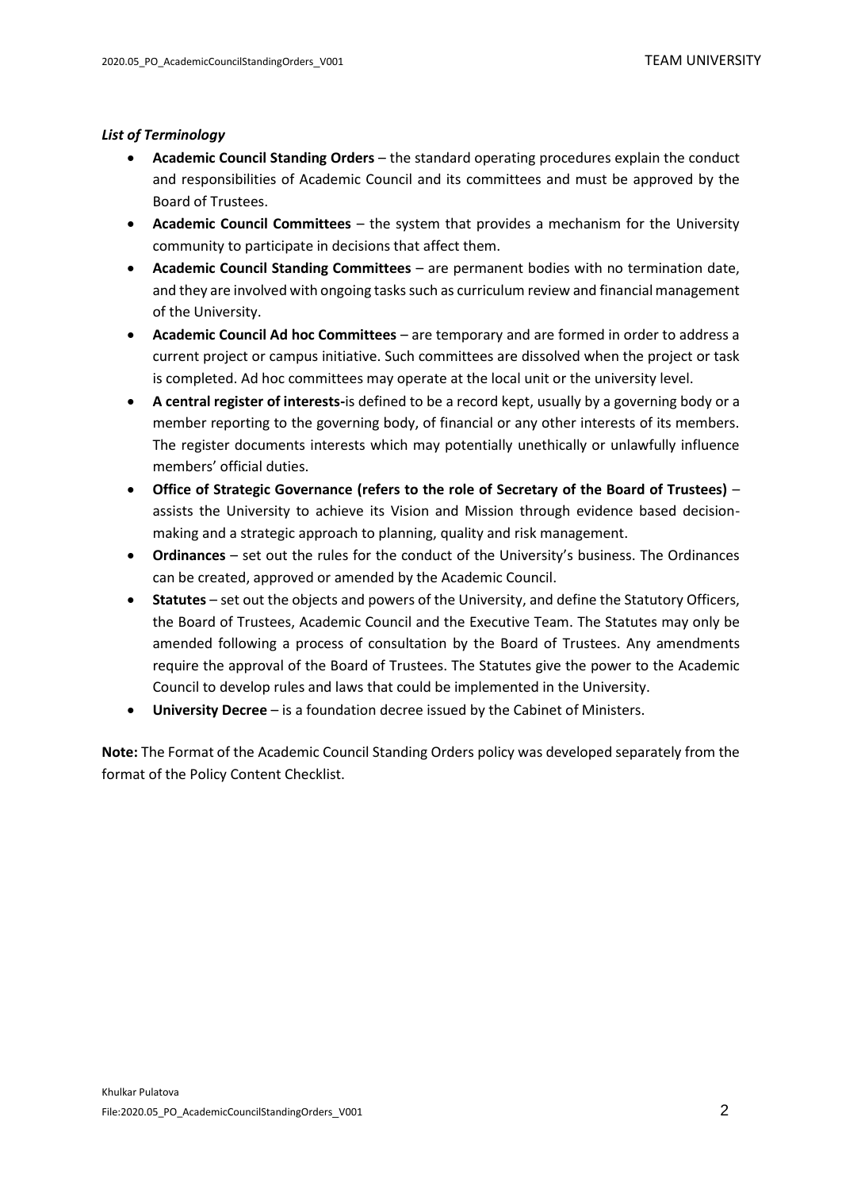***List of Terminology***

- **Academic Council Standing Orders** – the standard operating procedures explain the conduct and responsibilities of Academic Council and its committees and must be approved by the Board of Trustees.
- **Academic Council Committees** – the system that provides a mechanism for the University community to participate in decisions that affect them.
- **Academic Council Standing Committees** – are permanent bodies with no termination date, and they are involved with ongoing tasks such as curriculum review and financial management of the University.
- **Academic Council Ad hoc Committees** – are temporary and are formed in order to address a current project or campus initiative. Such committees are dissolved when the project or task is completed. Ad hoc committees may operate at the local unit or the university level.
- **A central register of interests-**is defined to be a record kept, usually by a governing body or a member reporting to the governing body, of financial or any other interests of its members. The register documents interests which may potentially unethically or unlawfully influence members' official duties.
- **Office of Strategic Governance (refers to the role of Secretary of the Board of Trustees)** – assists the University to achieve its Vision and Mission through evidence based decision-making and a strategic approach to planning, quality and risk management.
- **Ordinances** – set out the rules for the conduct of the University's business. The Ordinances can be created, approved or amended by the Academic Council.
- **Statutes** – set out the objects and powers of the University, and define the Statutory Officers, the Board of Trustees, Academic Council and the Executive Team. The Statutes may only be amended following a process of consultation by the Board of Trustees. Any amendments require the approval of the Board of Trustees. The Statutes give the power to the Academic Council to develop rules and laws that could be implemented in the University.
- **University Decree** – is a foundation decree issued by the Cabinet of Ministers.

**Note:** The Format of the Academic Council Standing Orders policy was developed separately from the format of the Policy Content Checklist.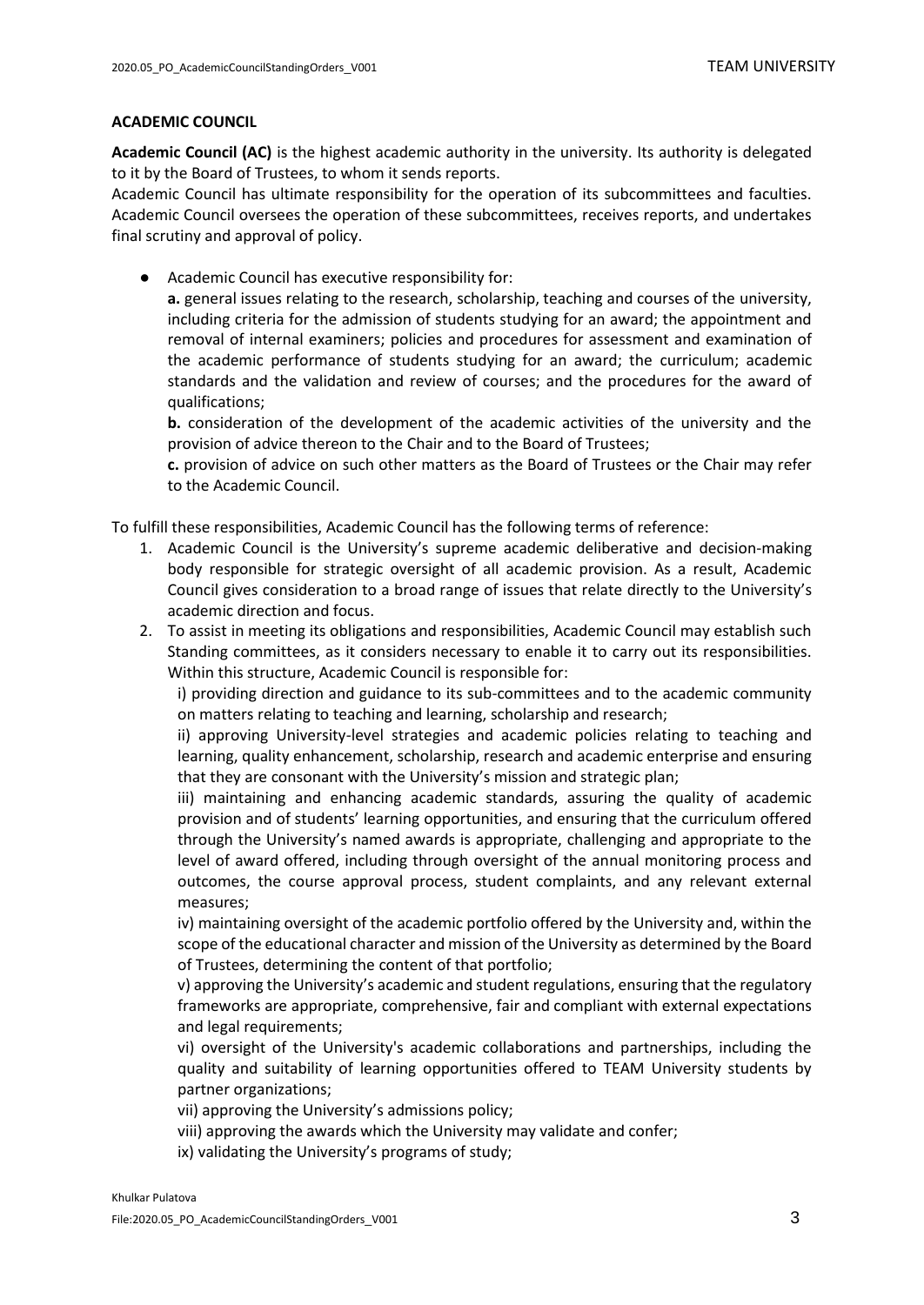**ACADEMIC COUNCIL**

**Academic Council (AC)** is the highest academic authority in the university. Its authority is delegated to it by the Board of Trustees, to whom it sends reports.

Academic Council has ultimate responsibility for the operation of its subcommittees and faculties. Academic Council oversees the operation of these subcommittees, receives reports, and undertakes final scrutiny and approval of policy.

- Academic Council has executive responsibility for:

  **a.** general issues relating to the research, scholarship, teaching and courses of the university, including criteria for the admission of students studying for an award; the appointment and removal of internal examiners; policies and procedures for assessment and examination of the academic performance of students studying for an award; the curriculum; academic standards and the validation and review of courses; and the procedures for the award of qualifications;

  **b.** consideration of the development of the academic activities of the university and the provision of advice thereon to the Chair and to the Board of Trustees;

  **c.** provision of advice on such other matters as the Board of Trustees or the Chair may refer to the Academic Council.

To fulfill these responsibilities, Academic Council has the following terms of reference:

1. Academic Council is the University's supreme academic deliberative and decision-making body responsible for strategic oversight of all academic provision. As a result, Academic Council gives consideration to a broad range of issues that relate directly to the University's academic direction and focus.
2. To assist in meeting its obligations and responsibilities, Academic Council may establish such Standing committees, as it considers necessary to enable it to carry out its responsibilities. Within this structure, Academic Council is responsible for:

   i) providing direction and guidance to its sub-committees and to the academic community on matters relating to teaching and learning, scholarship and research;

   ii) approving University-level strategies and academic policies relating to teaching and learning, quality enhancement, scholarship, research and academic enterprise and ensuring that they are consonant with the University's mission and strategic plan;

   iii) maintaining and enhancing academic standards, assuring the quality of academic provision and of students' learning opportunities, and ensuring that the curriculum offered through the University's named awards is appropriate, challenging and appropriate to the level of award offered, including through oversight of the annual monitoring process and outcomes, the course approval process, student complaints, and any relevant external measures;

   iv) maintaining oversight of the academic portfolio offered by the University and, within the scope of the educational character and mission of the University as determined by the Board of Trustees, determining the content of that portfolio;

   v) approving the University's academic and student regulations, ensuring that the regulatory frameworks are appropriate, comprehensive, fair and compliant with external expectations and legal requirements;

   vi) oversight of the University's academic collaborations and partnerships, including the quality and suitability of learning opportunities offered to TEAM University students by partner organizations;

   vii) approving the University's admissions policy;

   viii) approving the awards which the University may validate and confer;

   ix) validating the University's programs of study;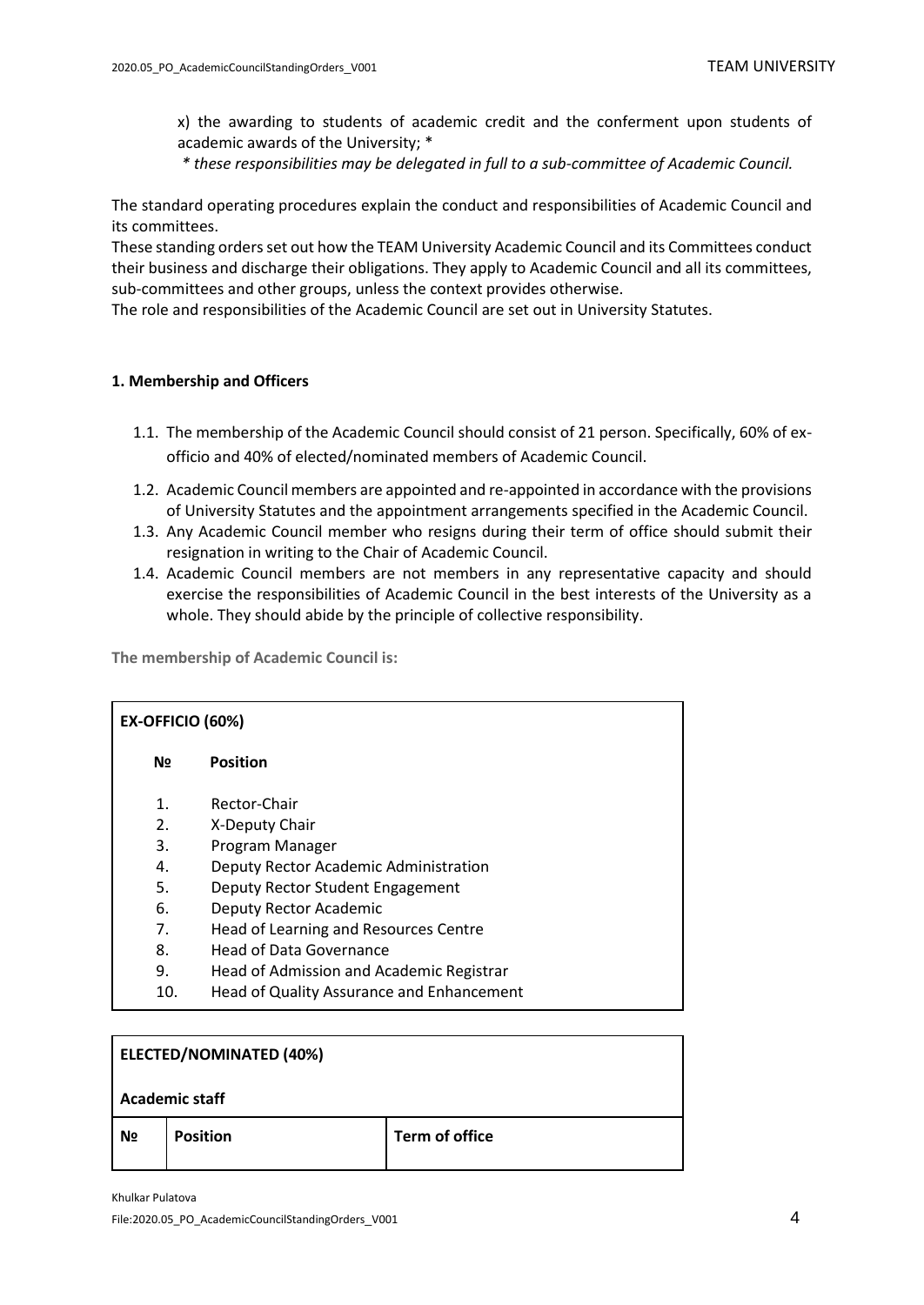x) the awarding to students of academic credit and the conferment upon students of academic awards of the University; *

*\* these responsibilities may be delegated in full to a sub-committee of Academic Council.*

The standard operating procedures explain the conduct and responsibilities of Academic Council and its committees.

These standing orders set out how the TEAM University Academic Council and its Committees conduct their business and discharge their obligations. They apply to Academic Council and all its committees, sub-committees and other groups, unless the context provides otherwise.

The role and responsibilities of the Academic Council are set out in University Statutes.

**1. Membership and Officers**

1.1. The membership of the Academic Council should consist of 21 person. Specifically, 60% of ex-officio and 40% of elected/nominated members of Academic Council.

1.2. Academic Council members are appointed and re-appointed in accordance with the provisions of University Statutes and the appointment arrangements specified in the Academic Council.

1.3. Any Academic Council member who resigns during their term of office should submit their resignation in writing to the Chair of Academic Council.

1.4. Academic Council members are not members in any representative capacity and should exercise the responsibilities of Academic Council in the best interests of the University as a whole. They should abide by the principle of collective responsibility.

**The membership of Academic Council is:**

**EX-OFFICIO (60%)**

| № | Position |
|---|---|
| 1. | Rector-Chair |
| 2. | X-Deputy Chair |
| 3. | Program Manager |
| 4. | Deputy Rector Academic Administration |
| 5. | Deputy Rector Student Engagement |
| 6. | Deputy Rector Academic |
| 7. | Head of Learning and Resources Centre |
| 8. | Head of Data Governance |
| 9. | Head of Admission and Academic Registrar |
| 10. | Head of Quality Assurance and Enhancement |

**ELECTED/NOMINATED (40%)**

**Academic staff**

| № | Position | Term of office |
|---|---|---|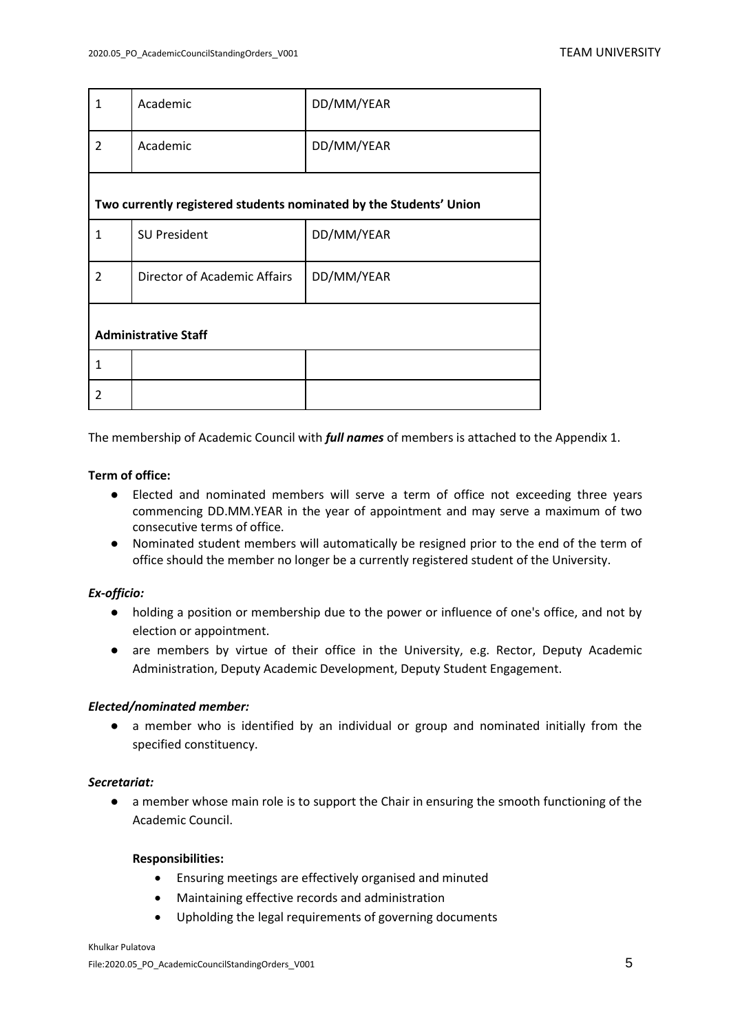| | | |
|---|---|---|
| 1 | Academic | DD/MM/YEAR |
| 2 | Academic | DD/MM/YEAR |
| **Two currently registered students nominated by the Students' Union** | | |
| 1 | SU President | DD/MM/YEAR |
| 2 | Director of Academic Affairs | DD/MM/YEAR |
| **Administrative Staff** | | |
| 1 | | |
| 2 | | |

The membership of Academic Council with ***full names*** of members is attached to the Appendix 1.

**Term of office:**

- Elected and nominated members will serve a term of office not exceeding three years commencing DD.MM.YEAR in the year of appointment and may serve a maximum of two consecutive terms of office.
- Nominated student members will automatically be resigned prior to the end of the term of office should the member no longer be a currently registered student of the University.

***Ex-officio:***

- holding a position or membership due to the power or influence of one's office, and not by election or appointment.
- are members by virtue of their office in the University, e.g. Rector, Deputy Academic Administration, Deputy Academic Development, Deputy Student Engagement.

***Elected/nominated member:***

- a member who is identified by an individual or group and nominated initially from the specified constituency.

***Secretariat:***

- a member whose main role is to support the Chair in ensuring the smooth functioning of the Academic Council.

**Responsibilities:**

- Ensuring meetings are effectively organised and minuted
- Maintaining effective records and administration
- Upholding the legal requirements of governing documents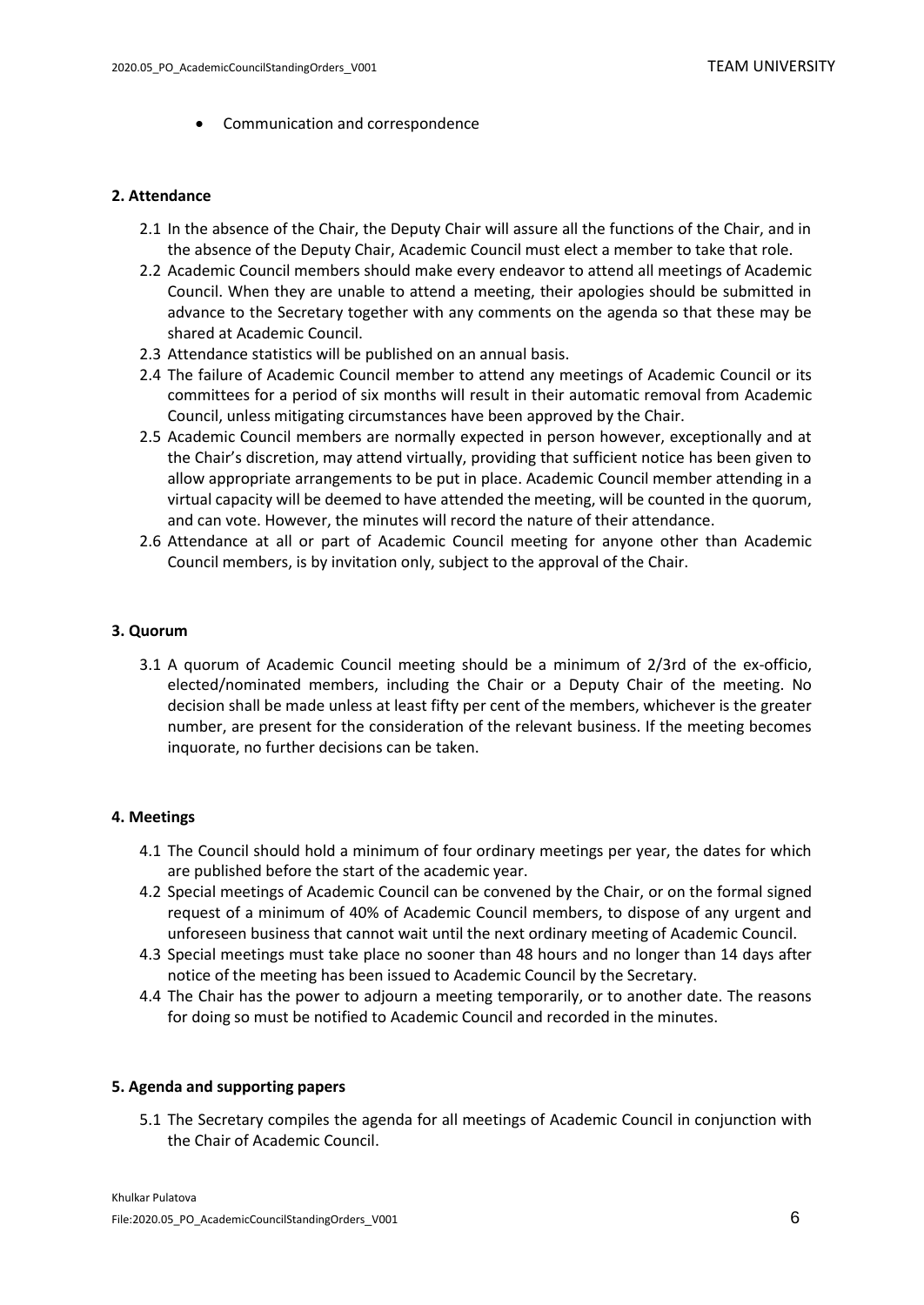- Communication and correspondence

## 2. Attendance

2.1 In the absence of the Chair, the Deputy Chair will assure all the functions of the Chair, and in the absence of the Deputy Chair, Academic Council must elect a member to take that role.

2.2 Academic Council members should make every endeavor to attend all meetings of Academic Council. When they are unable to attend a meeting, their apologies should be submitted in advance to the Secretary together with any comments on the agenda so that these may be shared at Academic Council.

2.3 Attendance statistics will be published on an annual basis.

2.4 The failure of Academic Council member to attend any meetings of Academic Council or its committees for a period of six months will result in their automatic removal from Academic Council, unless mitigating circumstances have been approved by the Chair.

2.5 Academic Council members are normally expected in person however, exceptionally and at the Chair's discretion, may attend virtually, providing that sufficient notice has been given to allow appropriate arrangements to be put in place. Academic Council member attending in a virtual capacity will be deemed to have attended the meeting, will be counted in the quorum, and can vote. However, the minutes will record the nature of their attendance.

2.6 Attendance at all or part of Academic Council meeting for anyone other than Academic Council members, is by invitation only, subject to the approval of the Chair.

## 3. Quorum

3.1 A quorum of Academic Council meeting should be a minimum of 2/3rd of the ex-officio, elected/nominated members, including the Chair or a Deputy Chair of the meeting. No decision shall be made unless at least fifty per cent of the members, whichever is the greater number, are present for the consideration of the relevant business. If the meeting becomes inquorate, no further decisions can be taken.

## 4. Meetings

4.1 The Council should hold a minimum of four ordinary meetings per year, the dates for which are published before the start of the academic year.

4.2 Special meetings of Academic Council can be convened by the Chair, or on the formal signed request of a minimum of 40% of Academic Council members, to dispose of any urgent and unforeseen business that cannot wait until the next ordinary meeting of Academic Council.

4.3 Special meetings must take place no sooner than 48 hours and no longer than 14 days after notice of the meeting has been issued to Academic Council by the Secretary.

4.4 The Chair has the power to adjourn a meeting temporarily, or to another date. The reasons for doing so must be notified to Academic Council and recorded in the minutes.

## 5. Agenda and supporting papers

5.1 The Secretary compiles the agenda for all meetings of Academic Council in conjunction with the Chair of Academic Council.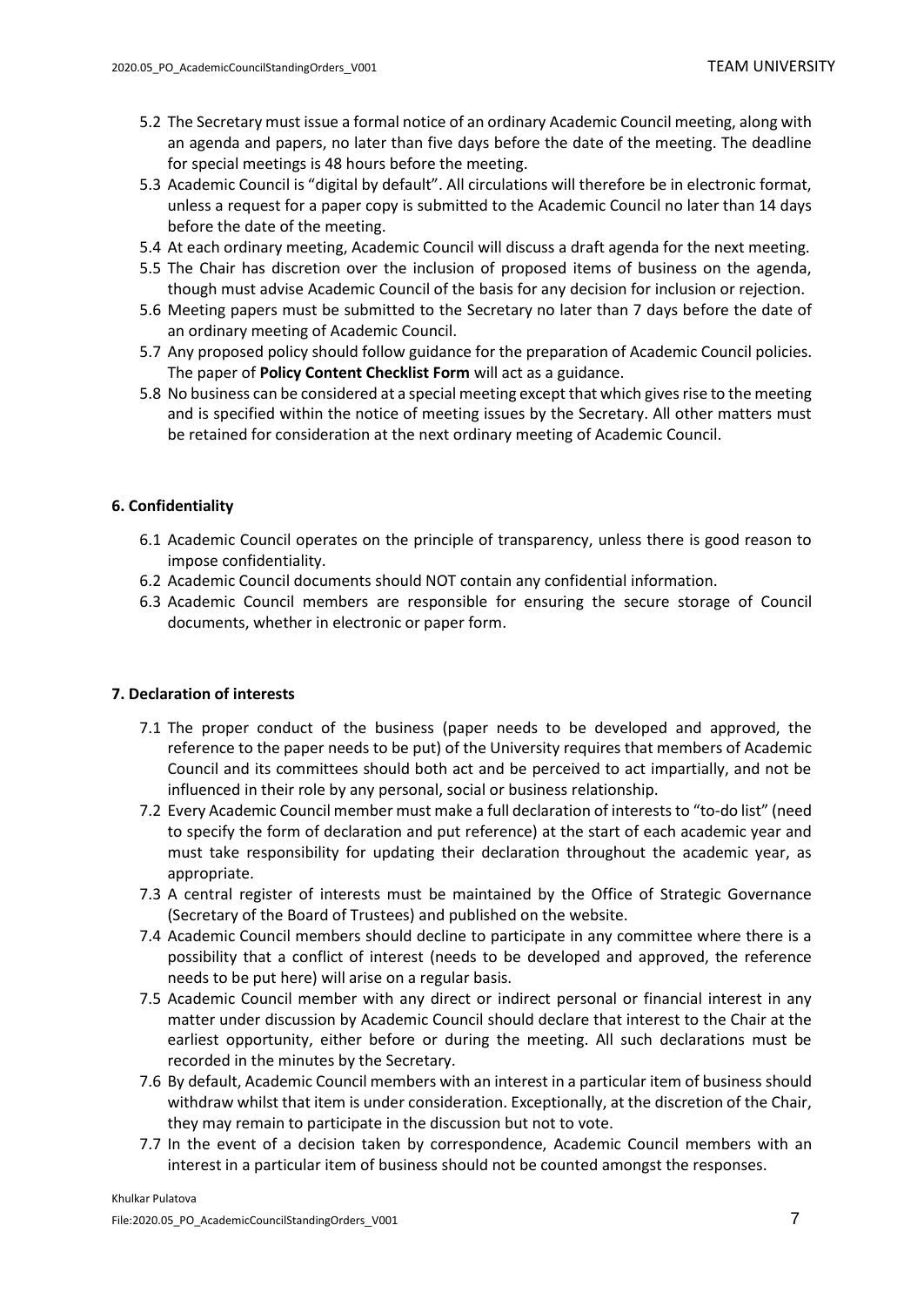5.2 The Secretary must issue a formal notice of an ordinary Academic Council meeting, along with an agenda and papers, no later than five days before the date of the meeting. The deadline for special meetings is 48 hours before the meeting.

5.3 Academic Council is "digital by default". All circulations will therefore be in electronic format, unless a request for a paper copy is submitted to the Academic Council no later than 14 days before the date of the meeting.

5.4 At each ordinary meeting, Academic Council will discuss a draft agenda for the next meeting.

5.5 The Chair has discretion over the inclusion of proposed items of business on the agenda, though must advise Academic Council of the basis for any decision for inclusion or rejection.

5.6 Meeting papers must be submitted to the Secretary no later than 7 days before the date of an ordinary meeting of Academic Council.

5.7 Any proposed policy should follow guidance for the preparation of Academic Council policies. The paper of **Policy Content Checklist Form** will act as a guidance.

5.8 No business can be considered at a special meeting except that which gives rise to the meeting and is specified within the notice of meeting issues by the Secretary. All other matters must be retained for consideration at the next ordinary meeting of Academic Council.

### 6. Confidentiality

6.1 Academic Council operates on the principle of transparency, unless there is good reason to impose confidentiality.

6.2 Academic Council documents should NOT contain any confidential information.

6.3 Academic Council members are responsible for ensuring the secure storage of Council documents, whether in electronic or paper form.

### 7. Declaration of interests

7.1 The proper conduct of the business (paper needs to be developed and approved, the reference to the paper needs to be put) of the University requires that members of Academic Council and its committees should both act and be perceived to act impartially, and not be influenced in their role by any personal, social or business relationship.

7.2 Every Academic Council member must make a full declaration of interests to "to-do list" (need to specify the form of declaration and put reference) at the start of each academic year and must take responsibility for updating their declaration throughout the academic year, as appropriate.

7.3 A central register of interests must be maintained by the Office of Strategic Governance (Secretary of the Board of Trustees) and published on the website.

7.4 Academic Council members should decline to participate in any committee where there is a possibility that a conflict of interest (needs to be developed and approved, the reference needs to be put here) will arise on a regular basis.

7.5 Academic Council member with any direct or indirect personal or financial interest in any matter under discussion by Academic Council should declare that interest to the Chair at the earliest opportunity, either before or during the meeting. All such declarations must be recorded in the minutes by the Secretary.

7.6 By default, Academic Council members with an interest in a particular item of business should withdraw whilst that item is under consideration. Exceptionally, at the discretion of the Chair, they may remain to participate in the discussion but not to vote.

7.7 In the event of a decision taken by correspondence, Academic Council members with an interest in a particular item of business should not be counted amongst the responses.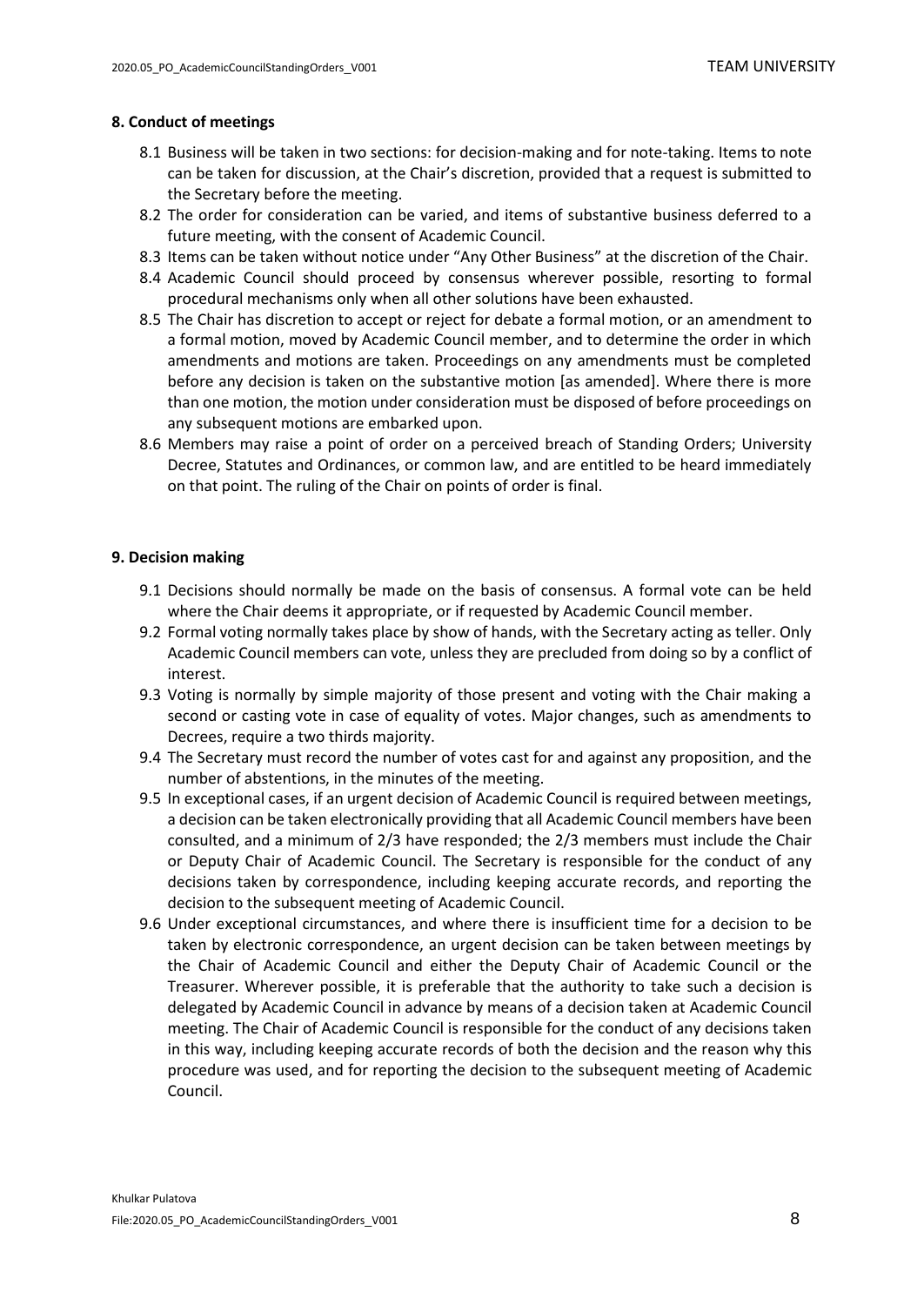## 8. Conduct of meetings

8.1 Business will be taken in two sections: for decision-making and for note-taking. Items to note can be taken for discussion, at the Chair's discretion, provided that a request is submitted to the Secretary before the meeting.

8.2 The order for consideration can be varied, and items of substantive business deferred to a future meeting, with the consent of Academic Council.

8.3 Items can be taken without notice under "Any Other Business" at the discretion of the Chair.

8.4 Academic Council should proceed by consensus wherever possible, resorting to formal procedural mechanisms only when all other solutions have been exhausted.

8.5 The Chair has discretion to accept or reject for debate a formal motion, or an amendment to a formal motion, moved by Academic Council member, and to determine the order in which amendments and motions are taken. Proceedings on any amendments must be completed before any decision is taken on the substantive motion [as amended]. Where there is more than one motion, the motion under consideration must be disposed of before proceedings on any subsequent motions are embarked upon.

8.6 Members may raise a point of order on a perceived breach of Standing Orders; University Decree, Statutes and Ordinances, or common law, and are entitled to be heard immediately on that point. The ruling of the Chair on points of order is final.

## 9. Decision making

9.1 Decisions should normally be made on the basis of consensus. A formal vote can be held where the Chair deems it appropriate, or if requested by Academic Council member.

9.2 Formal voting normally takes place by show of hands, with the Secretary acting as teller. Only Academic Council members can vote, unless they are precluded from doing so by a conflict of interest.

9.3 Voting is normally by simple majority of those present and voting with the Chair making a second or casting vote in case of equality of votes. Major changes, such as amendments to Decrees, require a two thirds majority.

9.4 The Secretary must record the number of votes cast for and against any proposition, and the number of abstentions, in the minutes of the meeting.

9.5 In exceptional cases, if an urgent decision of Academic Council is required between meetings, a decision can be taken electronically providing that all Academic Council members have been consulted, and a minimum of 2/3 have responded; the 2/3 members must include the Chair or Deputy Chair of Academic Council. The Secretary is responsible for the conduct of any decisions taken by correspondence, including keeping accurate records, and reporting the decision to the subsequent meeting of Academic Council.

9.6 Under exceptional circumstances, and where there is insufficient time for a decision to be taken by electronic correspondence, an urgent decision can be taken between meetings by the Chair of Academic Council and either the Deputy Chair of Academic Council or the Treasurer. Wherever possible, it is preferable that the authority to take such a decision is delegated by Academic Council in advance by means of a decision taken at Academic Council meeting. The Chair of Academic Council is responsible for the conduct of any decisions taken in this way, including keeping accurate records of both the decision and the reason why this procedure was used, and for reporting the decision to the subsequent meeting of Academic Council.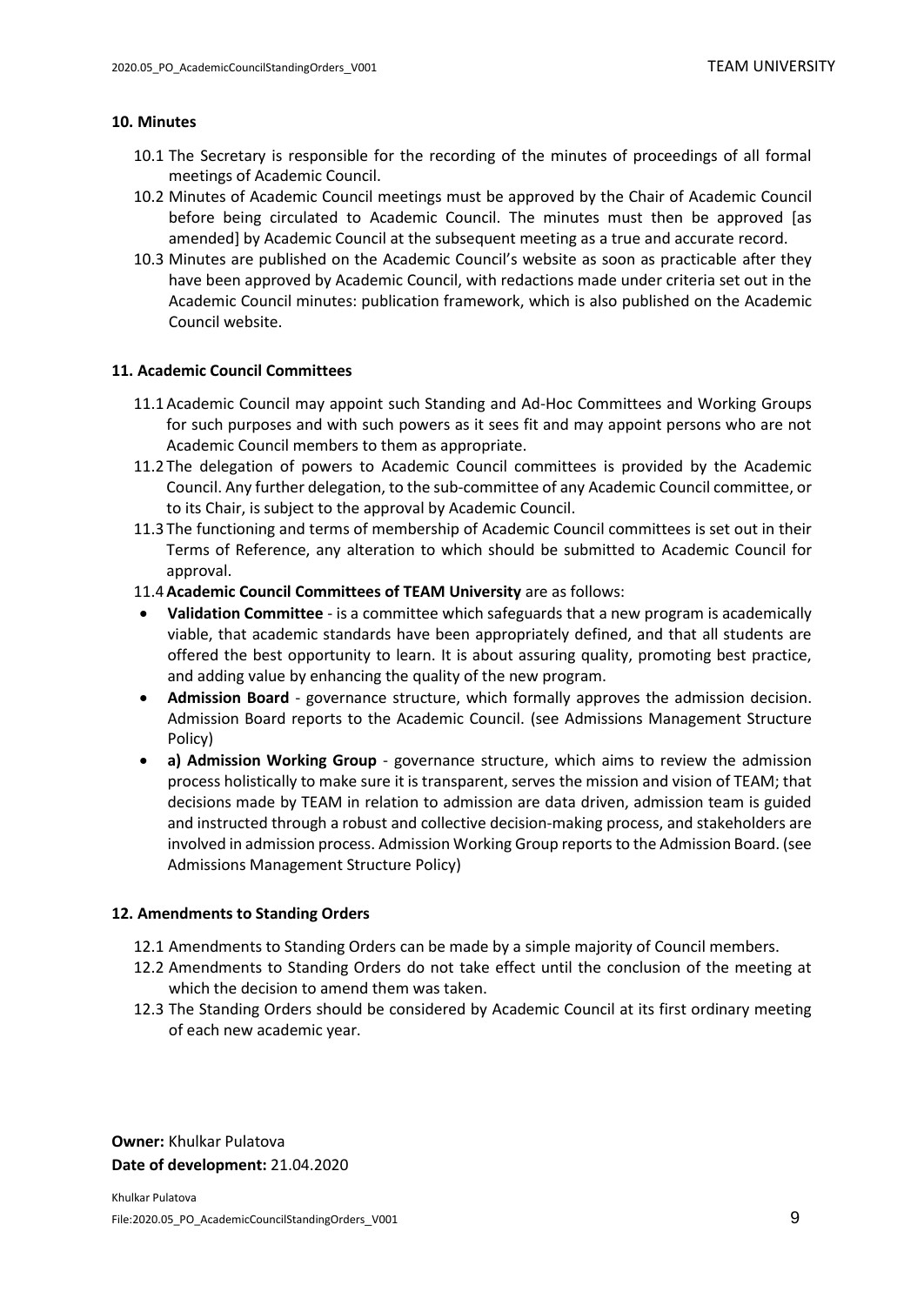### 10. Minutes

10.1 The Secretary is responsible for the recording of the minutes of proceedings of all formal meetings of Academic Council.

10.2 Minutes of Academic Council meetings must be approved by the Chair of Academic Council before being circulated to Academic Council. The minutes must then be approved [as amended] by Academic Council at the subsequent meeting as a true and accurate record.

10.3 Minutes are published on the Academic Council's website as soon as practicable after they have been approved by Academic Council, with redactions made under criteria set out in the Academic Council minutes: publication framework, which is also published on the Academic Council website.

### 11. Academic Council Committees

11.1 Academic Council may appoint such Standing and Ad-Hoc Committees and Working Groups for such purposes and with such powers as it sees fit and may appoint persons who are not Academic Council members to them as appropriate.

11.2 The delegation of powers to Academic Council committees is provided by the Academic Council. Any further delegation, to the sub-committee of any Academic Council committee, or to its Chair, is subject to the approval by Academic Council.

11.3 The functioning and terms of membership of Academic Council committees is set out in their Terms of Reference, any alteration to which should be submitted to Academic Council for approval.

11.4 **Academic Council Committees of TEAM University** are as follows:

- **Validation Committee** - is a committee which safeguards that a new program is academically viable, that academic standards have been appropriately defined, and that all students are offered the best opportunity to learn. It is about assuring quality, promoting best practice, and adding value by enhancing the quality of the new program.
- **Admission Board** - governance structure, which formally approves the admission decision. Admission Board reports to the Academic Council. (see Admissions Management Structure Policy)
- **a) Admission Working Group** - governance structure, which aims to review the admission process holistically to make sure it is transparent, serves the mission and vision of TEAM; that decisions made by TEAM in relation to admission are data driven, admission team is guided and instructed through a robust and collective decision-making process, and stakeholders are involved in admission process. Admission Working Group reports to the Admission Board. (see Admissions Management Structure Policy)

### 12. Amendments to Standing Orders

12.1 Amendments to Standing Orders can be made by a simple majority of Council members.

12.2 Amendments to Standing Orders do not take effect until the conclusion of the meeting at which the decision to amend them was taken.

12.3 The Standing Orders should be considered by Academic Council at its first ordinary meeting of each new academic year.

**Owner:** Khulkar Pulatova
**Date of development:** 21.04.2020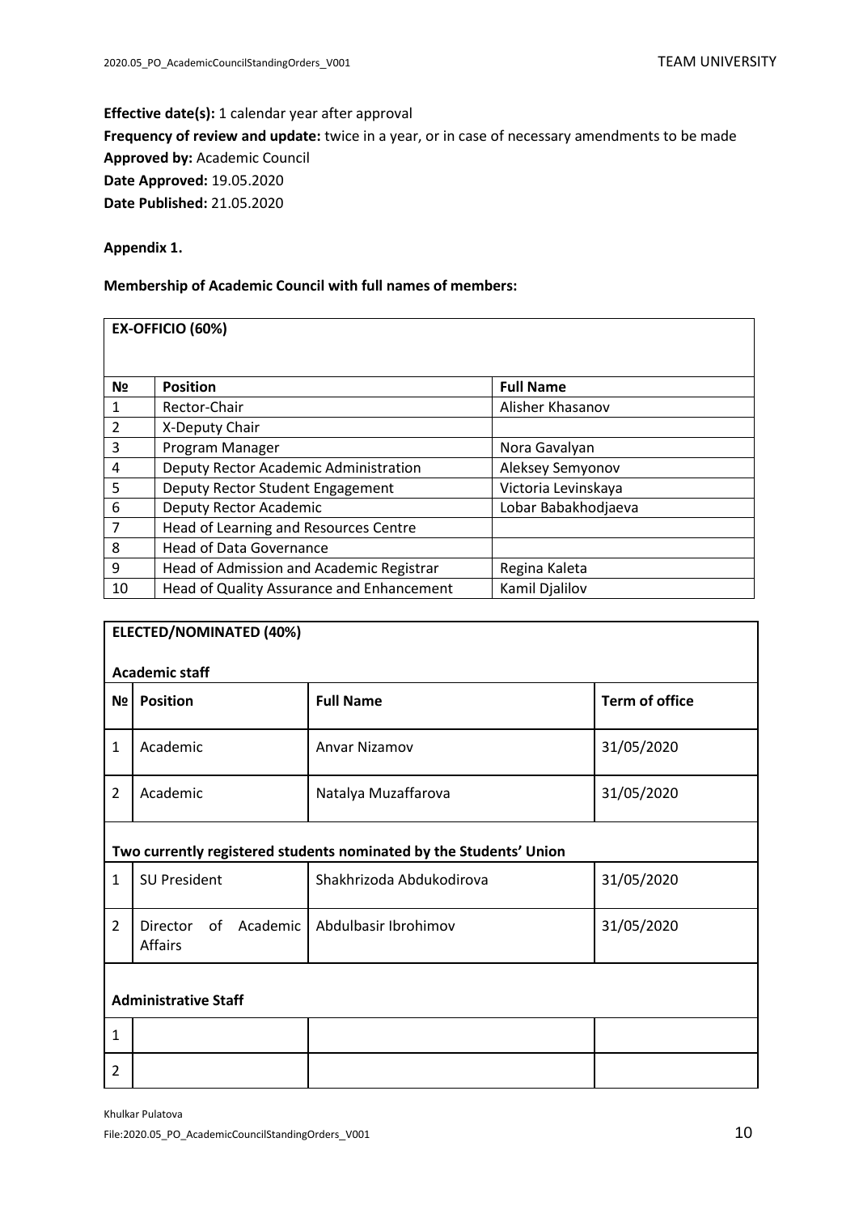**Effective date(s):** 1 calendar year after approval

**Frequency of review and update:** twice in a year, or in case of necessary amendments to be made

**Approved by:** Academic Council

**Date Approved:** 19.05.2020

**Date Published:** 21.05.2020

**Appendix 1.**

**Membership of Academic Council with full names of members:**

| **EX-OFFICIO (60%)** | | |
|---|---|---|
| **№** | **Position** | **Full Name** |
| 1 | Rector-Chair | Alisher Khasanov |
| 2 | X-Deputy Chair | |
| 3 | Program Manager | Nora Gavalyan |
| 4 | Deputy Rector Academic Administration | Aleksey Semyonov |
| 5 | Deputy Rector Student Engagement | Victoria Levinskaya |
| 6 | Deputy Rector Academic | Lobar Babakhodjaeva |
| 7 | Head of Learning and Resources Centre | |
| 8 | Head of Data Governance | |
| 9 | Head of Admission and Academic Registrar | Regina Kaleta |
| 10 | Head of Quality Assurance and Enhancement | Kamil Djalilov |

| **ELECTED/NOMINATED (40%)** | | | |
|---|---|---|---|
| **Academic staff** | | | |
| **№** | **Position** | **Full Name** | **Term of office** |
| 1 | Academic | Anvar Nizamov | 31/05/2020 |
| 2 | Academic | Natalya Muzaffarova | 31/05/2020 |
| **Two currently registered students nominated by the Students' Union** | | | |
| 1 | SU President | Shakhrizoda Abdukodirova | 31/05/2020 |
| 2 | Director of Academic Affairs | Abdulbasir Ibrohimov | 31/05/2020 |
| **Administrative Staff** | | | |
| 1 | | | |
| 2 | | | |

Khulkar Pulatova

File:2020.05_PO_AcademicCouncilStandingOrders_V001